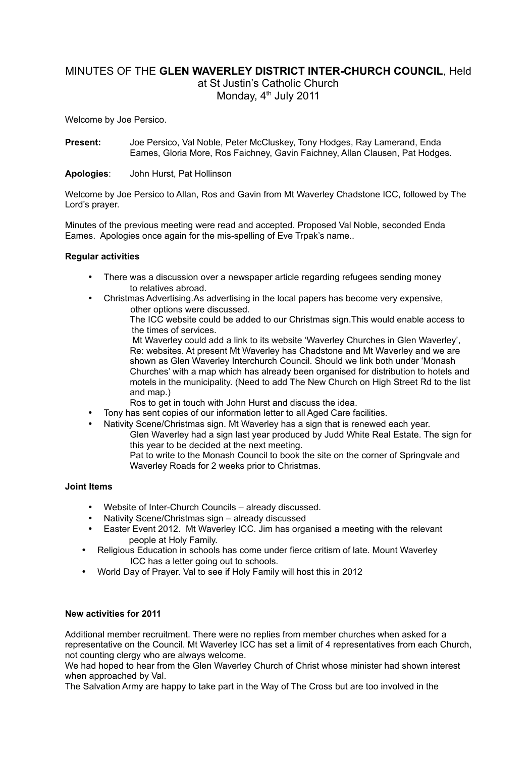# MINUTES OF THE **GLEN WAVERLEY DISTRICT INTER-CHURCH COUNCIL**, Held at St Justin's Catholic Church Monday, 4th July 2011

Welcome by Joe Persico.

**Present:** Joe Persico, Val Noble, Peter McCluskey, Tony Hodges, Ray Lamerand, Enda Eames, Gloria More, Ros Faichney, Gavin Faichney, Allan Clausen, Pat Hodges.

**Apologies**: John Hurst, Pat Hollinson

Welcome by Joe Persico to Allan, Ros and Gavin from Mt Waverley Chadstone ICC, followed by The Lord's prayer.

Minutes of the previous meeting were read and accepted. Proposed Val Noble, seconded Enda Eames. Apologies once again for the mis-spelling of Eve Trpak's name..

**Regular activities**

- There was a discussion over a newspaper article regarding refugees sending money to relatives abroad.
- Christmas Advertising.As advertising in the local papers has become very expensive, other options were discussed.
  The ICC website could be added to our Christmas sign.This would enable access to the times of services.
  Mt Waverley could add a link to its website 'Waverley Churches in Glen Waverley', Re: websites. At present Mt Waverley has Chadstone and Mt Waverley and we are shown as Glen Waverley Interchurch Council. Should we link both under 'Monash Churches' with a map which has already been organised for distribution to hotels and motels in the municipality. (Need to add The New Church on High Street Rd to the list and map.)
  Ros to get in touch with John Hurst and discuss the idea.
- Tony has sent copies of our information letter to all Aged Care facilities.
- Nativity Scene/Christmas sign. Mt Waverley has a sign that is renewed each year.
  Glen Waverley had a sign last year produced by Judd White Real Estate. The sign for this year to be decided at the next meeting.
  Pat to write to the Monash Council to book the site on the corner of Springvale and Waverley Roads for 2 weeks prior to Christmas.

**Joint Items**

- Website of Inter-Church Councils – already discussed.
- Nativity Scene/Christmas sign – already discussed
- Easter Event 2012. Mt Waverley ICC. Jim has organised a meeting with the relevant people at Holy Family.
- Religious Education in schools has come under fierce critism of late. Mount Waverley ICC has a letter going out to schools.
- World Day of Prayer. Val to see if Holy Family will host this in 2012

**New activities for 2011**

Additional member recruitment. There were no replies from member churches when asked for a representative on the Council. Mt Waverley ICC has set a limit of 4 representatives from each Church, not counting clergy who are always welcome.

We had hoped to hear from the Glen Waverley Church of Christ whose minister had shown interest when approached by Val.

The Salvation Army are happy to take part in the Way of The Cross but are too involved in the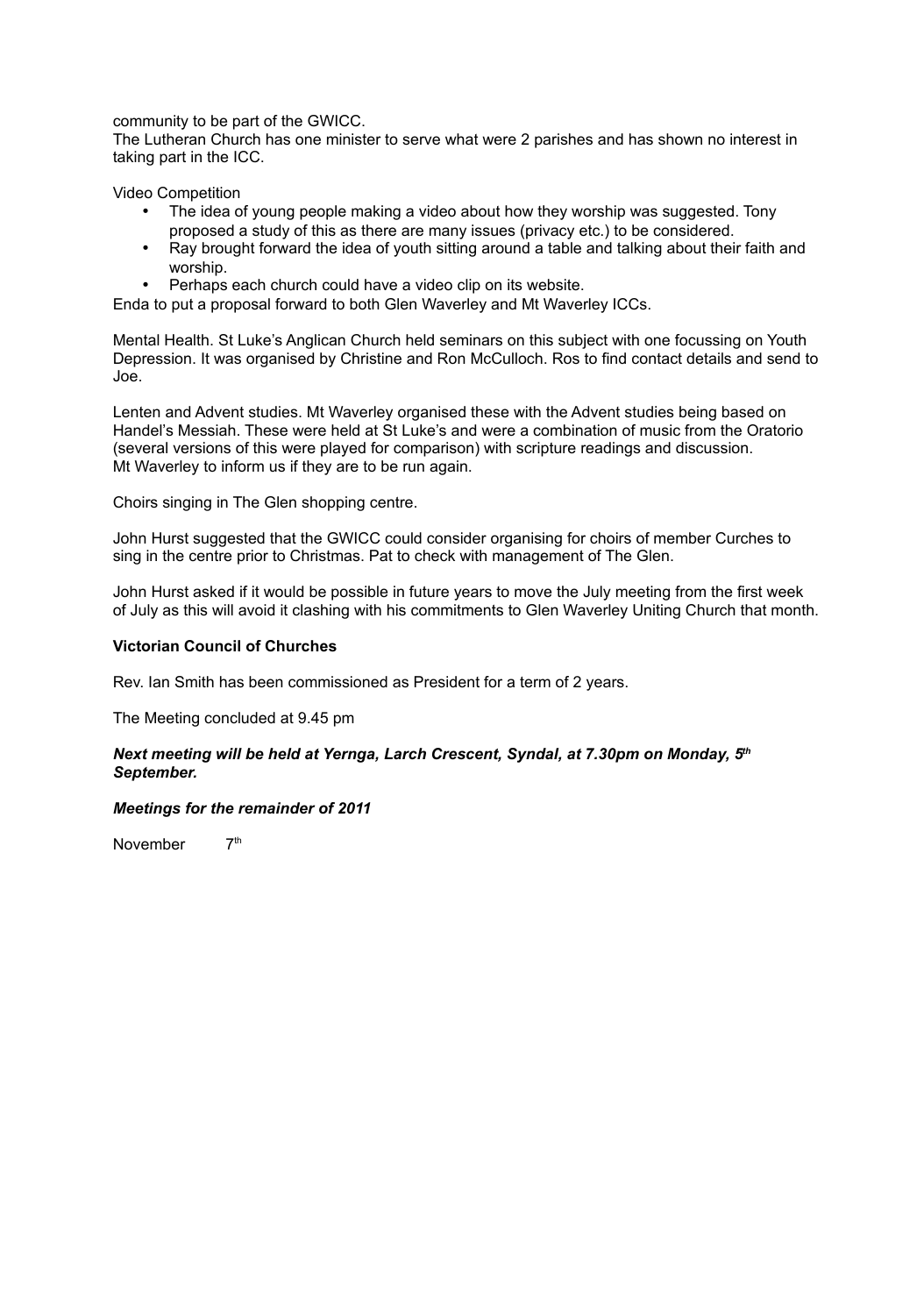community to be part of the GWICC.
The Lutheran Church has one minister to serve what were 2 parishes and has shown no interest in taking part in the ICC.

Video Competition

- The idea of young people making a video about how they worship was suggested. Tony proposed a study of this as there are many issues (privacy etc.) to be considered.
- Ray brought forward the idea of youth sitting around a table and talking about their faith and worship.
- Perhaps each church could have a video clip on its website.

Enda to put a proposal forward to both Glen Waverley and Mt Waverley ICCs.

Mental Health. St Luke's Anglican Church held seminars on this subject with one focussing on Youth Depression. It was organised by Christine and Ron McCulloch. Ros to find contact details and send to Joe.

Lenten and Advent studies. Mt Waverley organised these with the Advent studies being based on Handel's Messiah. These were held at St Luke's and were a combination of music from the Oratorio (several versions of this were played for comparison) with scripture readings and discussion.
Mt Waverley to inform us if they are to be run again.

Choirs singing in The Glen shopping centre.

John Hurst suggested that the GWICC could consider organising for choirs of member Curches to sing in the centre prior to Christmas. Pat to check with management of The Glen.

John Hurst asked if it would be possible in future years to move the July meeting from the first week of July as this will avoid it clashing with his commitments to Glen Waverley Uniting Church that month.

**Victorian Council of Churches**

Rev. Ian Smith has been commissioned as President for a term of 2 years.

The Meeting concluded at 9.45 pm

***Next meeting will be held at Yernga, Larch Crescent, Syndal, at 7.30pm on Monday, 5th September.***

***Meetings for the remainder of 2011***

November 7th